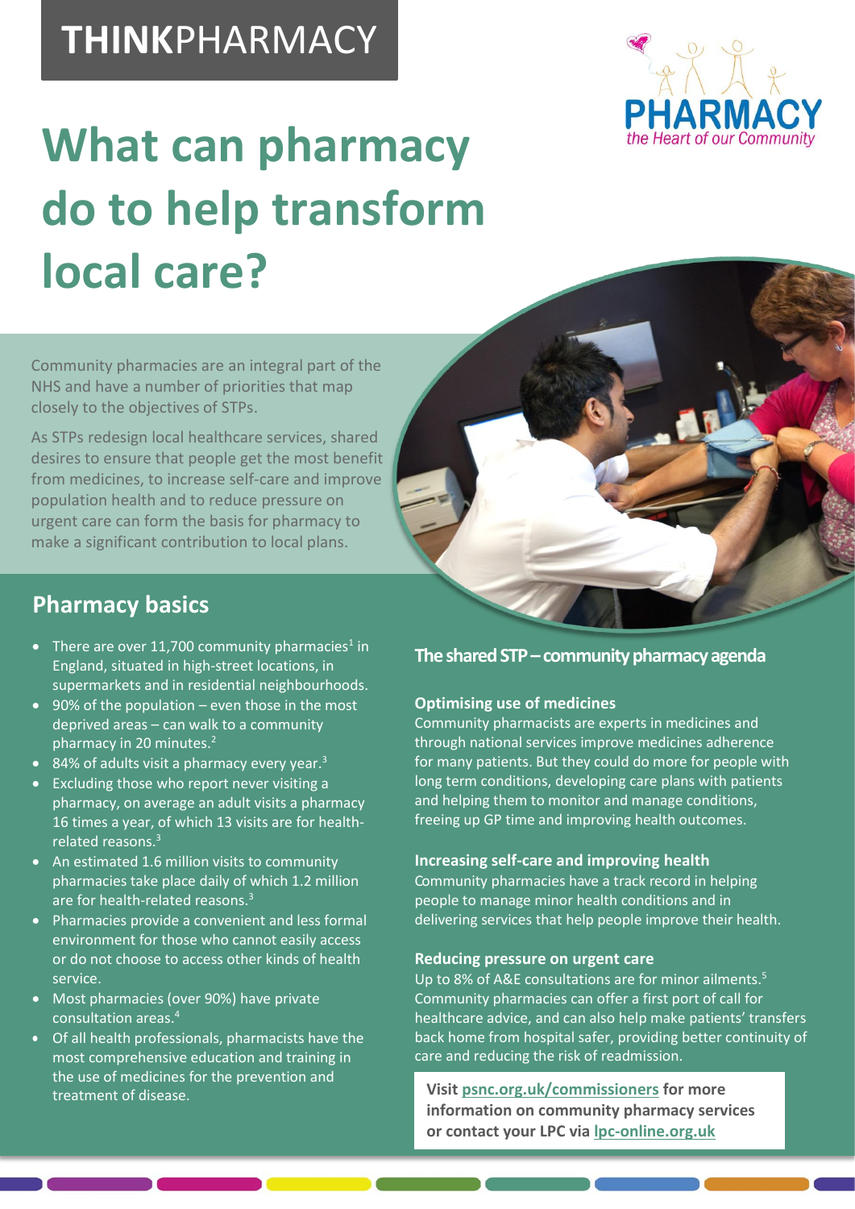THINKPHARMACY

PHARMACY
*the Heart of our Community*

# What can pharmacy do to help transform local care?

Community pharmacies are an integral part of the NHS and have a number of priorities that map closely to the objectives of STPs.

As STPs redesign local healthcare services, shared desires to ensure that people get the most benefit from medicines, to increase self-care and improve population health and to reduce pressure on urgent care can form the basis for pharmacy to make a significant contribution to local plans.

## Pharmacy basics

- There are over 11,700 community pharmacies[1] in England, situated in high-street locations, in supermarkets and in residential neighbourhoods.
- 90% of the population – even those in the most deprived areas – can walk to a community pharmacy in 20 minutes.[2]
- 84% of adults visit a pharmacy every year.[3]
- Excluding those who report never visiting a pharmacy, on average an adult visits a pharmacy 16 times a year, of which 13 visits are for health-related reasons.[3]
- An estimated 1.6 million visits to community pharmacies take place daily of which 1.2 million are for health-related reasons.[3]
- Pharmacies provide a convenient and less formal environment for those who cannot easily access or do not choose to access other kinds of health service.
- Most pharmacies (over 90%) have private consultation areas.[4]
- Of all health professionals, pharmacists have the most comprehensive education and training in the use of medicines for the prevention and treatment of disease.

## The shared STP – community pharmacy agenda

### Optimising use of medicines

Community pharmacists are experts in medicines and through national services improve medicines adherence for many patients. But they could do more for people with long term conditions, developing care plans with patients and helping them to monitor and manage conditions, freeing up GP time and improving health outcomes.

### Increasing self-care and improving health

Community pharmacies have a track record in helping people to manage minor health conditions and in delivering services that help people improve their health.

### Reducing pressure on urgent care

Up to 8% of A&E consultations are for minor ailments.[5] Community pharmacies can offer a first port of call for healthcare advice, and can also help make patients' transfers back home from hospital safer, providing better continuity of care and reducing the risk of readmission.

**Visit psnc.org.uk/commissioners for more information on community pharmacy services or contact your LPC via lpc-online.org.uk**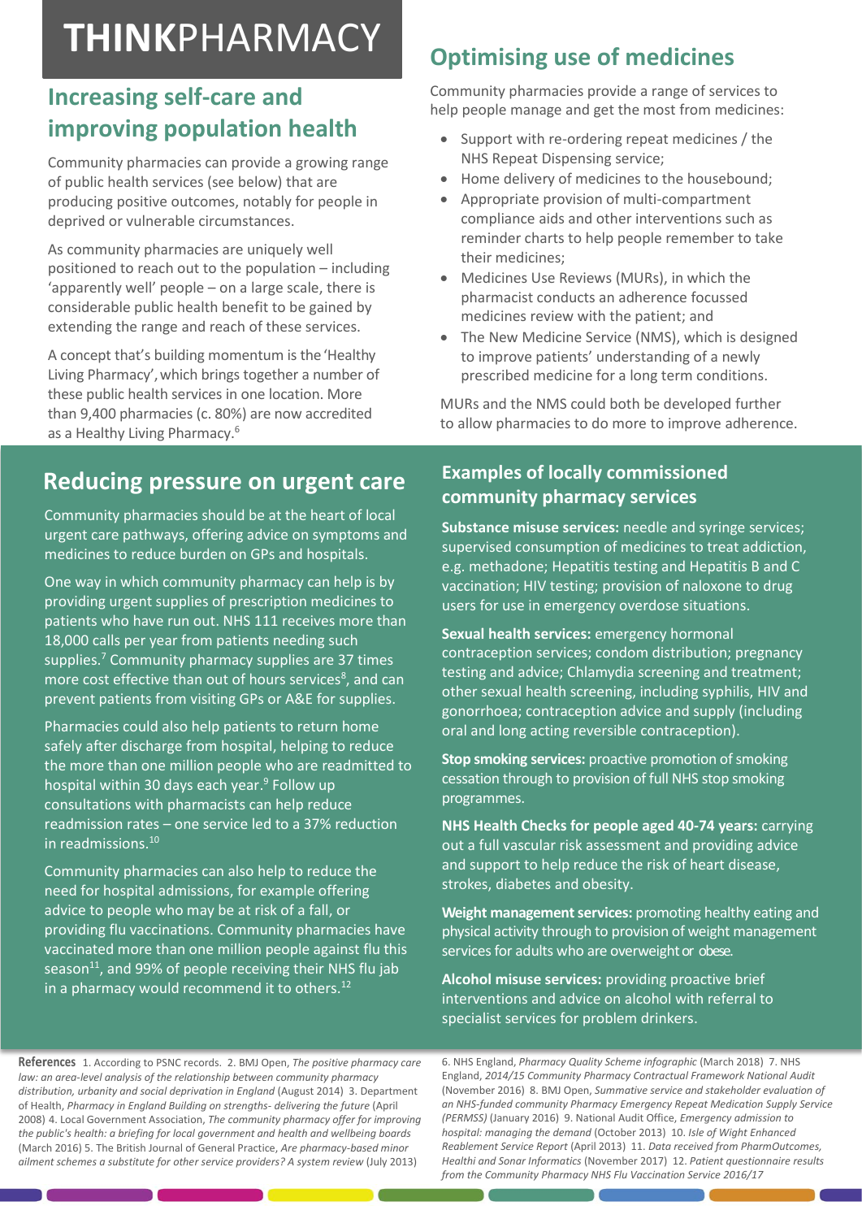# THINKPHARMACY

## Increasing self-care and improving population health

Community pharmacies can provide a growing range of public health services (see below) that are producing positive outcomes, notably for people in deprived or vulnerable circumstances.

As community pharmacies are uniquely well positioned to reach out to the population – including 'apparently well' people – on a large scale, there is considerable public health benefit to be gained by extending the range and reach of these services.

A concept that's building momentum is the 'Healthy Living Pharmacy', which brings together a number of these public health services in one location. More than 9,400 pharmacies (c. 80%) are now accredited as a Healthy Living Pharmacy.[6]

## Optimising use of medicines

Community pharmacies provide a range of services to help people manage and get the most from medicines:

- Support with re-ordering repeat medicines / the NHS Repeat Dispensing service;
- Home delivery of medicines to the housebound;
- Appropriate provision of multi-compartment compliance aids and other interventions such as reminder charts to help people remember to take their medicines;
- Medicines Use Reviews (MURs), in which the pharmacist conducts an adherence focussed medicines review with the patient; and
- The New Medicine Service (NMS), which is designed to improve patients' understanding of a newly prescribed medicine for a long term conditions.

MURs and the NMS could both be developed further to allow pharmacies to do more to improve adherence.

## Reducing pressure on urgent care

Community pharmacies should be at the heart of local urgent care pathways, offering advice on symptoms and medicines to reduce burden on GPs and hospitals.

One way in which community pharmacy can help is by providing urgent supplies of prescription medicines to patients who have run out. NHS 111 receives more than 18,000 calls per year from patients needing such supplies.[7] Community pharmacy supplies are 37 times more cost effective than out of hours services[8], and can prevent patients from visiting GPs or A&E for supplies.

Pharmacies could also help patients to return home safely after discharge from hospital, helping to reduce the more than one million people who are readmitted to hospital within 30 days each year.[9] Follow up consultations with pharmacists can help reduce readmission rates – one service led to a 37% reduction in readmissions.[10]

Community pharmacies can also help to reduce the need for hospital admissions, for example offering advice to people who may be at risk of a fall, or providing flu vaccinations. Community pharmacies have vaccinated more than one million people against flu this season[11], and 99% of people receiving their NHS flu jab in a pharmacy would recommend it to others.[12]

## Examples of locally commissioned community pharmacy services

**Substance misuse services:** needle and syringe services; supervised consumption of medicines to treat addiction, e.g. methadone; Hepatitis testing and Hepatitis B and C vaccination; HIV testing; provision of naloxone to drug users for use in emergency overdose situations.

**Sexual health services:** emergency hormonal contraception services; condom distribution; pregnancy testing and advice; Chlamydia screening and treatment; other sexual health screening, including syphilis, HIV and gonorrhoea; contraception advice and supply (including oral and long acting reversible contraception).

**Stop smoking services:** proactive promotion of smoking cessation through to provision of full NHS stop smoking programmes.

**NHS Health Checks for people aged 40-74 years:** carrying out a full vascular risk assessment and providing advice and support to help reduce the risk of heart disease, strokes, diabetes and obesity.

**Weight management services:** promoting healthy eating and physical activity through to provision of weight management services for adults who are overweight or obese.

**Alcohol misuse services:** providing proactive brief interventions and advice on alcohol with referral to specialist services for problem drinkers.

**References** 1. According to PSNC records. 2. BMJ Open, *The positive pharmacy care law: an area-level analysis of the relationship between community pharmacy distribution, urbanity and social deprivation in England* (August 2014) 3. Department of Health, *Pharmacy in England Building on strengths- delivering the future* (April 2008) 4. Local Government Association, *The community pharmacy offer for improving the public's health: a briefing for local government and health and wellbeing boards* (March 2016) 5. The British Journal of General Practice, *Are pharmacy-based minor ailment schemes a substitute for other service providers? A system review* (July 2013) 6. NHS England, *Pharmacy Quality Scheme infographic* (March 2018) 7. NHS England, *2014/15 Community Pharmacy Contractual Framework National Audit* (November 2016) 8. BMJ Open, *Summative service and stakeholder evaluation of an NHS-funded community Pharmacy Emergency Repeat Medication Supply Service (PERMSS)* (January 2016) 9. National Audit Office, *Emergency admission to hospital: managing the demand* (October 2013) 10. *Isle of Wight Enhanced Reablement Service Report* (April 2013) 11. *Data received from PharmOutcomes, Healthi and Sonar Informatics* (November 2017) 12. *Patient questionnaire results from the Community Pharmacy NHS Flu Vaccination Service 2016/17*